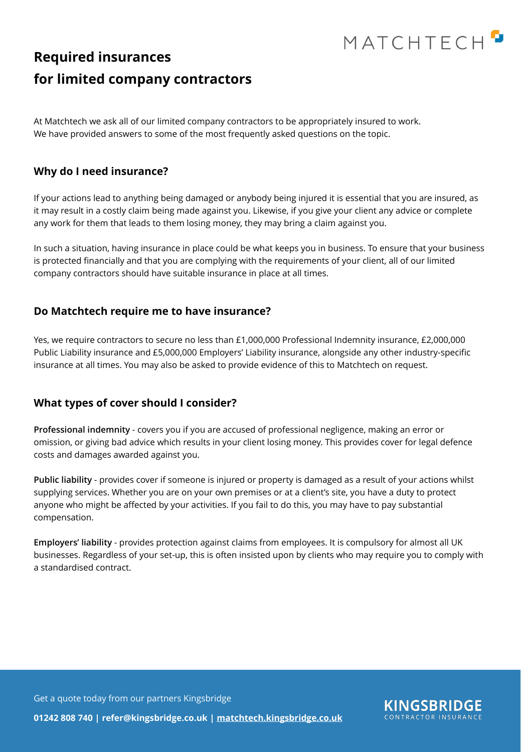MATCHTECH

# Required insurances for limited company contractors

At Matchtech we ask all of our limited company contractors to be appropriately insured to work. We have provided answers to some of the most frequently asked questions on the topic.

## Why do I need insurance?

If your actions lead to anything being damaged or anybody being injured it is essential that you are insured, as it may result in a costly claim being made against you. Likewise, if you give your client any advice or complete any work for them that leads to them losing money, they may bring a claim against you.

In such a situation, having insurance in place could be what keeps you in business. To ensure that your business is protected financially and that you are complying with the requirements of your client, all of our limited company contractors should have suitable insurance in place at all times.

## Do Matchtech require me to have insurance?

Yes, we require contractors to secure no less than £1,000,000 Professional Indemnity insurance, £2,000,000 Public Liability insurance and £5,000,000 Employers' Liability insurance, alongside any other industry-specific insurance at all times. You may also be asked to provide evidence of this to Matchtech on request.

## What types of cover should I consider?

**Professional indemnity** - covers you if you are accused of professional negligence, making an error or omission, or giving bad advice which results in your client losing money. This provides cover for legal defence costs and damages awarded against you.

**Public liability** - provides cover if someone is injured or property is damaged as a result of your actions whilst supplying services. Whether you are on your own premises or at a client's site, you have a duty to protect anyone who might be affected by your activities. If you fail to do this, you may have to pay substantial compensation.

**Employers' liability** - provides protection against claims from employees. It is compulsory for almost all UK businesses. Regardless of your set-up, this is often insisted upon by clients who may require you to comply with a standardised contract.

Get a quote today from our partners Kingsbridge

**01242 808 740 | refer@kingsbridge.co.uk | matchtech.kingsbridge.co.uk**

KINGSBRIDGE CONTRACTOR INSURANCE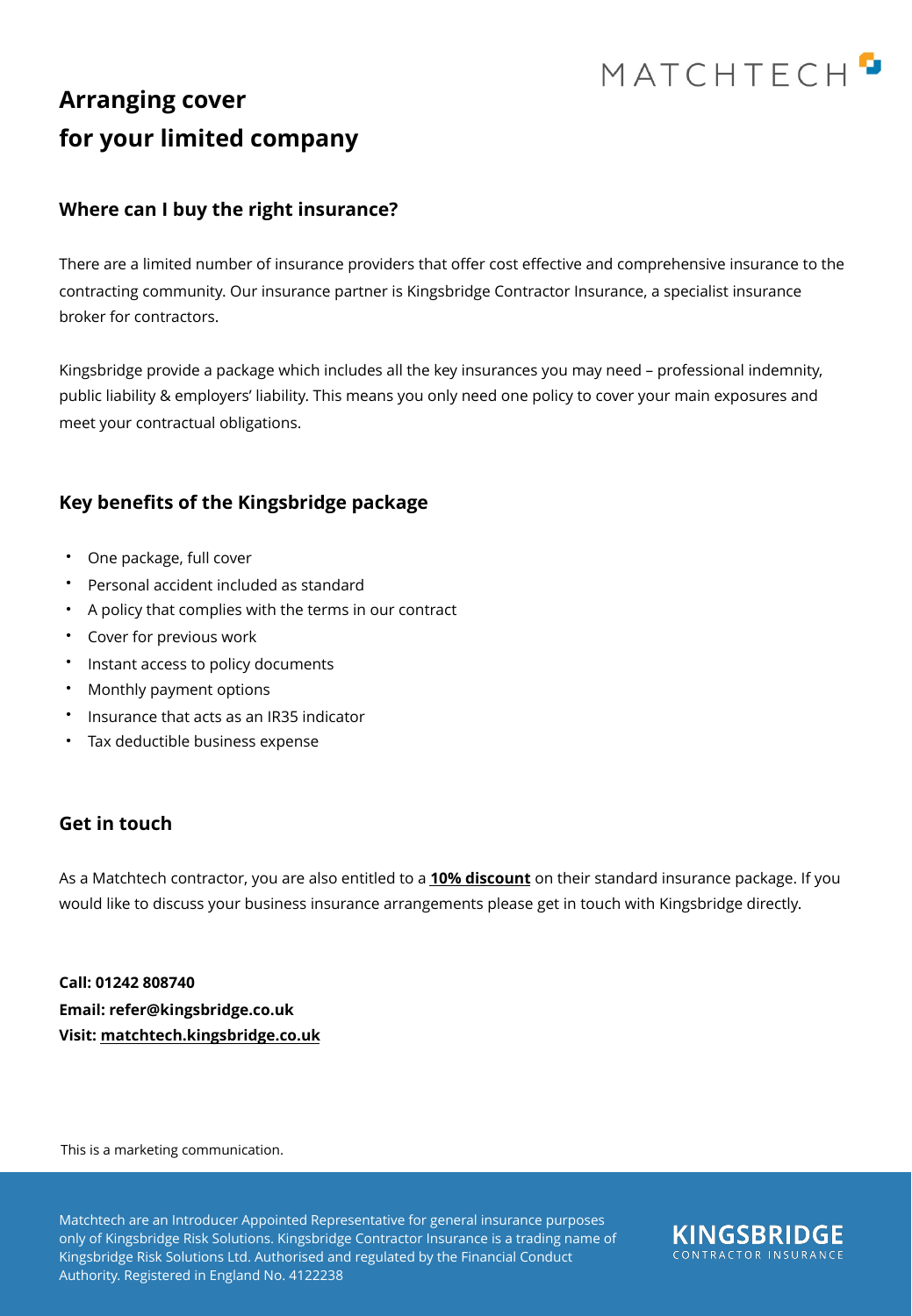MATCHTECH

# Arranging cover for your limited company

## Where can I buy the right insurance?

There are a limited number of insurance providers that offer cost effective and comprehensive insurance to the contracting community. Our insurance partner is Kingsbridge Contractor Insurance, a specialist insurance broker for contractors.

Kingsbridge provide a package which includes all the key insurances you may need – professional indemnity, public liability & employers' liability. This means you only need one policy to cover your main exposures and meet your contractual obligations.

## Key benefits of the Kingsbridge package

- One package, full cover
- Personal accident included as standard
- A policy that complies with the terms in our contract
- Cover for previous work
- Instant access to policy documents
- Monthly payment options
- Insurance that acts as an IR35 indicator
- Tax deductible business expense

## Get in touch

As a Matchtech contractor, you are also entitled to a **10% discount** on their standard insurance package. If you would like to discuss your business insurance arrangements please get in touch with Kingsbridge directly.

**Call: 01242 808740**
**Email: refer@kingsbridge.co.uk**
**Visit: matchtech.kingsbridge.co.uk**

This is a marketing communication.

Matchtech are an Introducer Appointed Representative for general insurance purposes only of Kingsbridge Risk Solutions. Kingsbridge Contractor Insurance is a trading name of Kingsbridge Risk Solutions Ltd. Authorised and regulated by the Financial Conduct Authority. Registered in England No. 4122238

KINGSBRIDGE CONTRACTOR INSURANCE